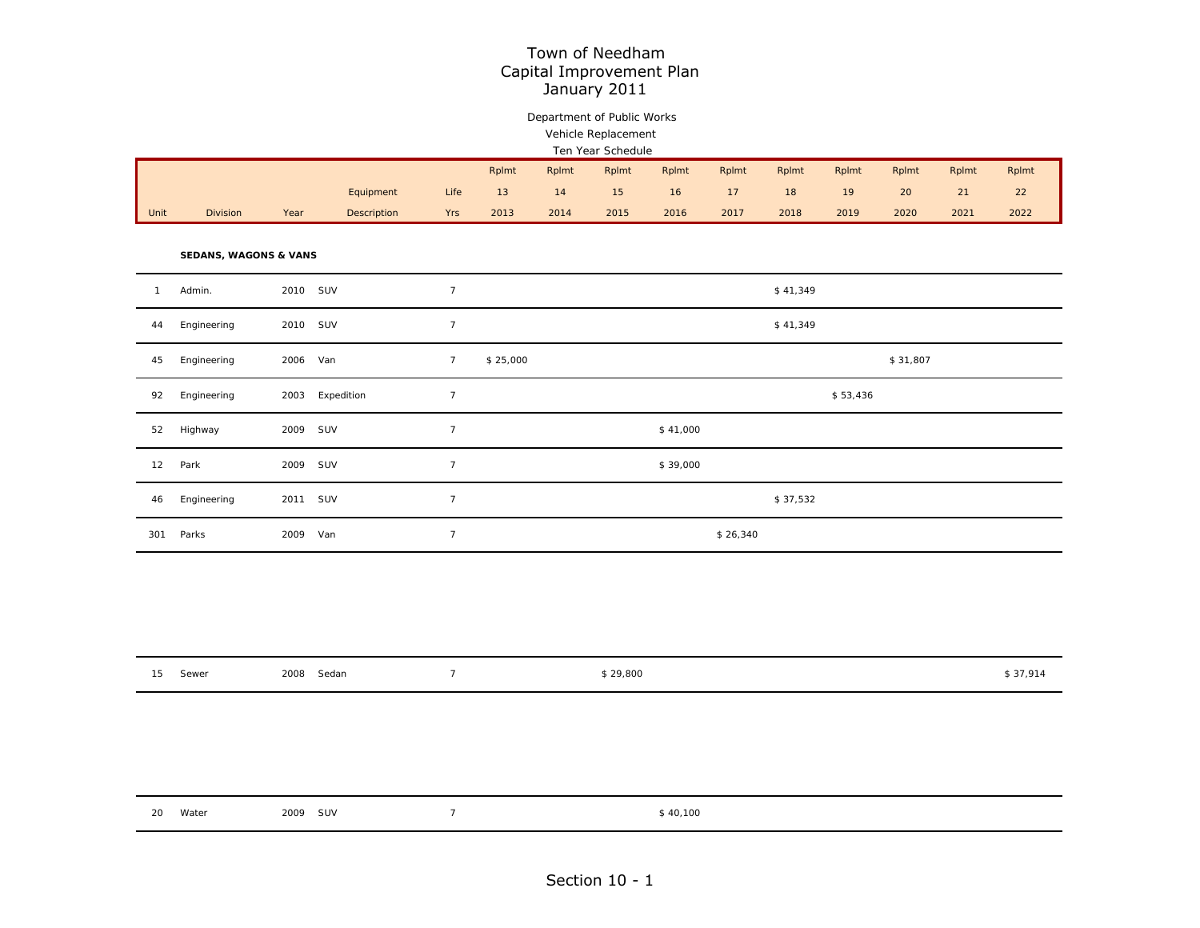# Town of Needham
## Capital Improvement Plan
## January 2011

Department of Public Works
Vehicle Replacement
Ten Year Schedule

| Unit | Division | Year | Equipment Description | Life Yrs | Rplmt 13 2013 | Rplmt 14 2014 | Rplmt 15 2015 | Rplmt 16 2016 | Rplmt 17 2017 | Rplmt 18 2018 | Rplmt 19 2019 | Rplmt 20 2020 | Rplmt 21 2021 | Rplmt 22 2022 |
|---|---|---|---|---|---|---|---|---|---|---|---|---|---|---|
| | **SEDANS, WAGONS & VANS** | | | | | | | | | | | | | |
| 1 | Admin. | 2010 | SUV | 7 | | | | | | $ 41,349 | | | | |
| 44 | Engineering | 2010 | SUV | 7 | | | | | | $ 41,349 | | | | |
| 45 | Engineering | 2006 | Van | 7 | $ 25,000 | | | | | | | $ 31,807 | | |
| 92 | Engineering | 2003 | Expedition | 7 | | | | | | | $ 53,436 | | | |
| 52 | Highway | 2009 | SUV | 7 | | | | $ 41,000 | | | | | | |
| 12 | Park | 2009 | SUV | 7 | | | | $ 39,000 | | | | | | |
| 46 | Engineering | 2011 | SUV | 7 | | | | | | $ 37,532 | | | | |
| 301 | Parks | 2009 | Van | 7 | | | | | $ 26,340 | | | | | |
| 15 | Sewer | 2008 | Sedan | 7 | | | $ 29,800 | | | | | | | $ 37,914 |
| 20 | Water | 2009 | SUV | 7 | | | | $ 40,100 | | | | | | |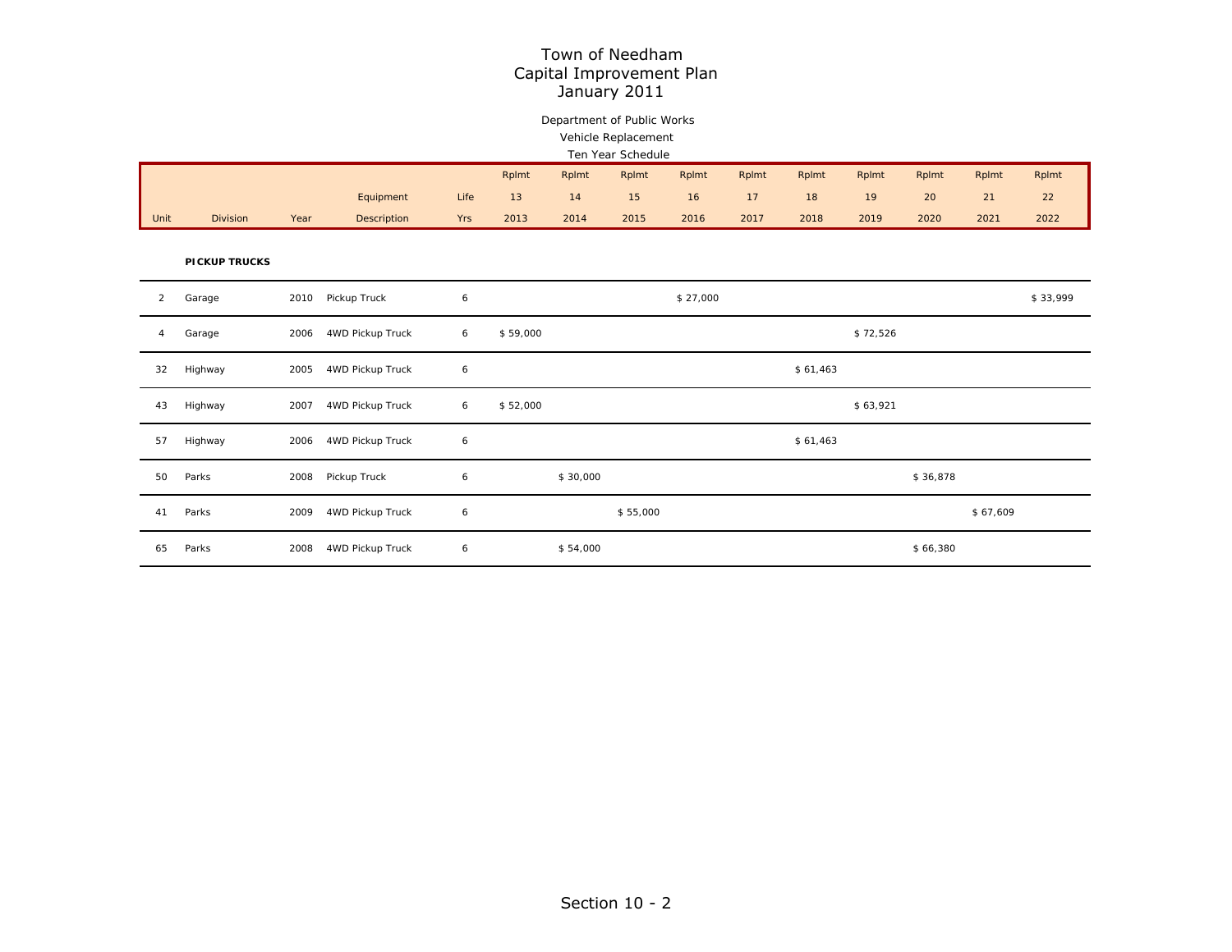# Town of Needham
## Capital Improvement Plan
### January 2011

Department of Public Works

Vehicle Replacement

Ten Year Schedule

| Unit | Division | Year | Equipment Description | Life Yrs | Rplmt 13 2013 | Rplmt 14 2014 | Rplmt 15 2015 | Rplmt 16 2016 | Rplmt 17 2017 | Rplmt 18 2018 | Rplmt 19 2019 | Rplmt 20 2020 | Rplmt 21 2021 | Rplmt 22 2022 |
|---|---|---|---|---|---|---|---|---|---|---|---|---|---|---|
| | **PICKUP TRUCKS** | | | | | | | | | | | | | |
| 2 | Garage | 2010 | Pickup Truck | 6 | | | | $ 27,000 | | | | | | $ 33,999 |
| 4 | Garage | 2006 | 4WD Pickup Truck | 6 | $ 59,000 | | | | | | $ 72,526 | | | |
| 32 | Highway | 2005 | 4WD Pickup Truck | 6 | | | | | | $ 61,463 | | | | |
| 43 | Highway | 2007 | 4WD Pickup Truck | 6 | $ 52,000 | | | | | | $ 63,921 | | | |
| 57 | Highway | 2006 | 4WD Pickup Truck | 6 | | | | | | $ 61,463 | | | | |
| 50 | Parks | 2008 | Pickup Truck | 6 | | $ 30,000 | | | | | | $ 36,878 | | |
| 41 | Parks | 2009 | 4WD Pickup Truck | 6 | | | $ 55,000 | | | | | | $ 67,609 | |
| 65 | Parks | 2008 | 4WD Pickup Truck | 6 | | $ 54,000 | | | | | | $ 66,380 | | |

Section 10 - 2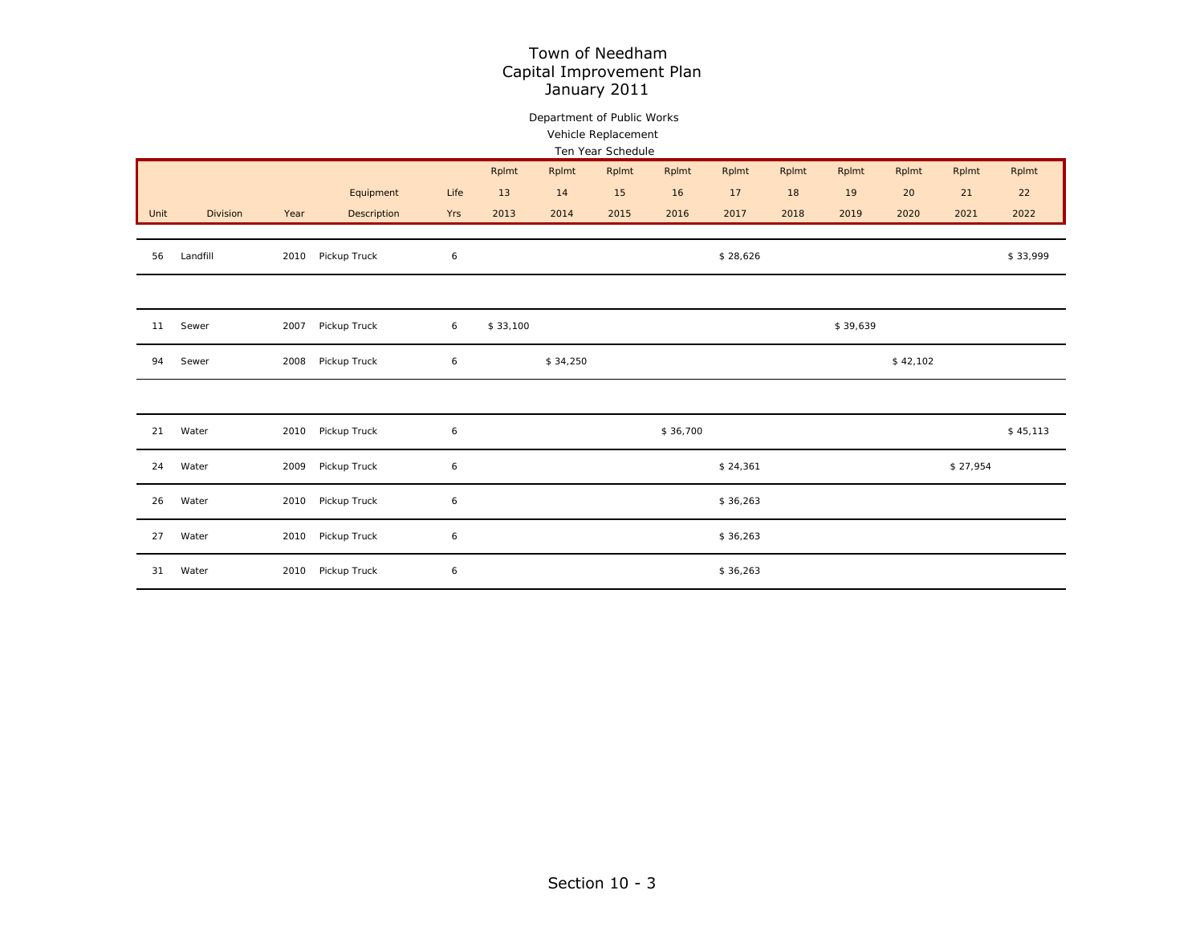# Town of Needham
## Capital Improvement Plan
## January 2011

Department of Public Works

Vehicle Replacement

Ten Year Schedule

| Unit | Division | Year | Equipment Description | Life Yrs | Rplmt 13 2013 | Rplmt 14 2014 | Rplmt 15 2015 | Rplmt 16 2016 | Rplmt 17 2017 | Rplmt 18 2018 | Rplmt 19 2019 | Rplmt 20 2020 | Rplmt 21 2021 | Rplmt 22 2022 |
|---|---|---|---|---|---|---|---|---|---|---|---|---|---|---|
| 56 | Landfill | 2010 | Pickup Truck | 6 | | | | | $ 28,626 | | | | | $ 33,999 |
| 11 | Sewer | 2007 | Pickup Truck | 6 | $ 33,100 | | | | | | $ 39,639 | | | |
| 94 | Sewer | 2008 | Pickup Truck | 6 | | $ 34,250 | | | | | | $ 42,102 | | |
| 21 | Water | 2010 | Pickup Truck | 6 | | | | $ 36,700 | | | | | | $ 45,113 |
| 24 | Water | 2009 | Pickup Truck | 6 | | | | | $ 24,361 | | | | $ 27,954 | |
| 26 | Water | 2010 | Pickup Truck | 6 | | | | | $ 36,263 | | | | | |
| 27 | Water | 2010 | Pickup Truck | 6 | | | | | $ 36,263 | | | | | |
| 31 | Water | 2010 | Pickup Truck | 6 | | | | | $ 36,263 | | | | | |

Section 10 - 3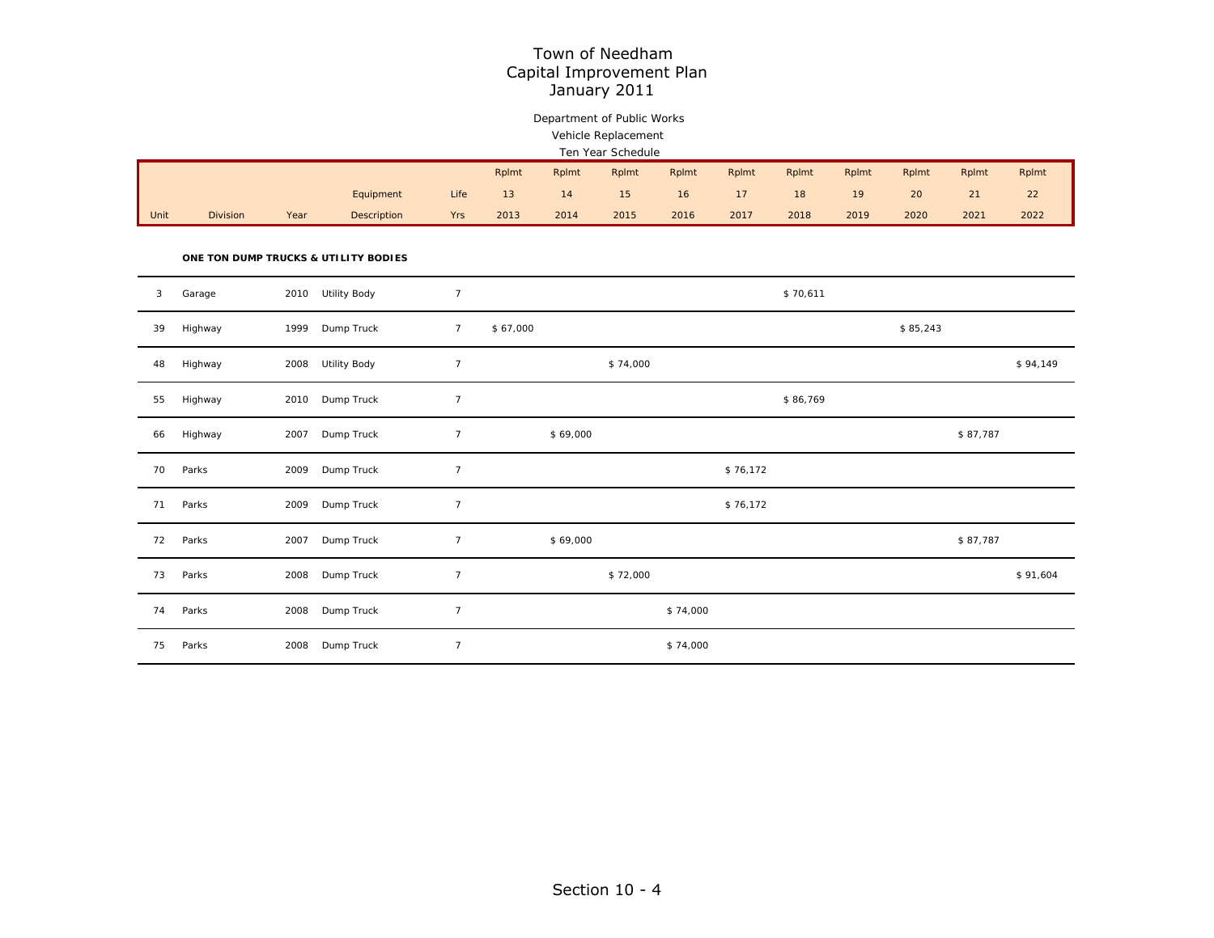# Town of Needham
## Capital Improvement Plan
### January 2011

Department of Public Works
Vehicle Replacement
Ten Year Schedule

| Unit | Division | Year | Equipment Description | Life Yrs | Rplmt 13 2013 | Rplmt 14 2014 | Rplmt 15 2015 | Rplmt 16 2016 | Rplmt 17 2017 | Rplmt 18 2018 | Rplmt 19 2019 | Rplmt 20 2020 | Rplmt 21 2021 | Rplmt 22 2022 |
|---|---|---|---|---|---|---|---|---|---|---|---|---|---|---|
| | **ONE TON DUMP TRUCKS & UTILITY BODIES** | | | | | | | | | | | | | |
| 3 | Garage | 2010 | Utility Body | 7 | | | | | | $ 70,611 | | | | |
| 39 | Highway | 1999 | Dump Truck | 7 | $ 67,000 | | | | | | | $ 85,243 | | |
| 48 | Highway | 2008 | Utility Body | 7 | | | $ 74,000 | | | | | | | $ 94,149 |
| 55 | Highway | 2010 | Dump Truck | 7 | | | | | | $ 86,769 | | | | |
| 66 | Highway | 2007 | Dump Truck | 7 | | $ 69,000 | | | | | | | $ 87,787 | |
| 70 | Parks | 2009 | Dump Truck | 7 | | | | | $ 76,172 | | | | | |
| 71 | Parks | 2009 | Dump Truck | 7 | | | | | $ 76,172 | | | | | |
| 72 | Parks | 2007 | Dump Truck | 7 | | $ 69,000 | | | | | | | $ 87,787 | |
| 73 | Parks | 2008 | Dump Truck | 7 | | | $ 72,000 | | | | | | | $ 91,604 |
| 74 | Parks | 2008 | Dump Truck | 7 | | | | $ 74,000 | | | | | | |
| 75 | Parks | 2008 | Dump Truck | 7 | | | | $ 74,000 | | | | | | |

Section 10 - 4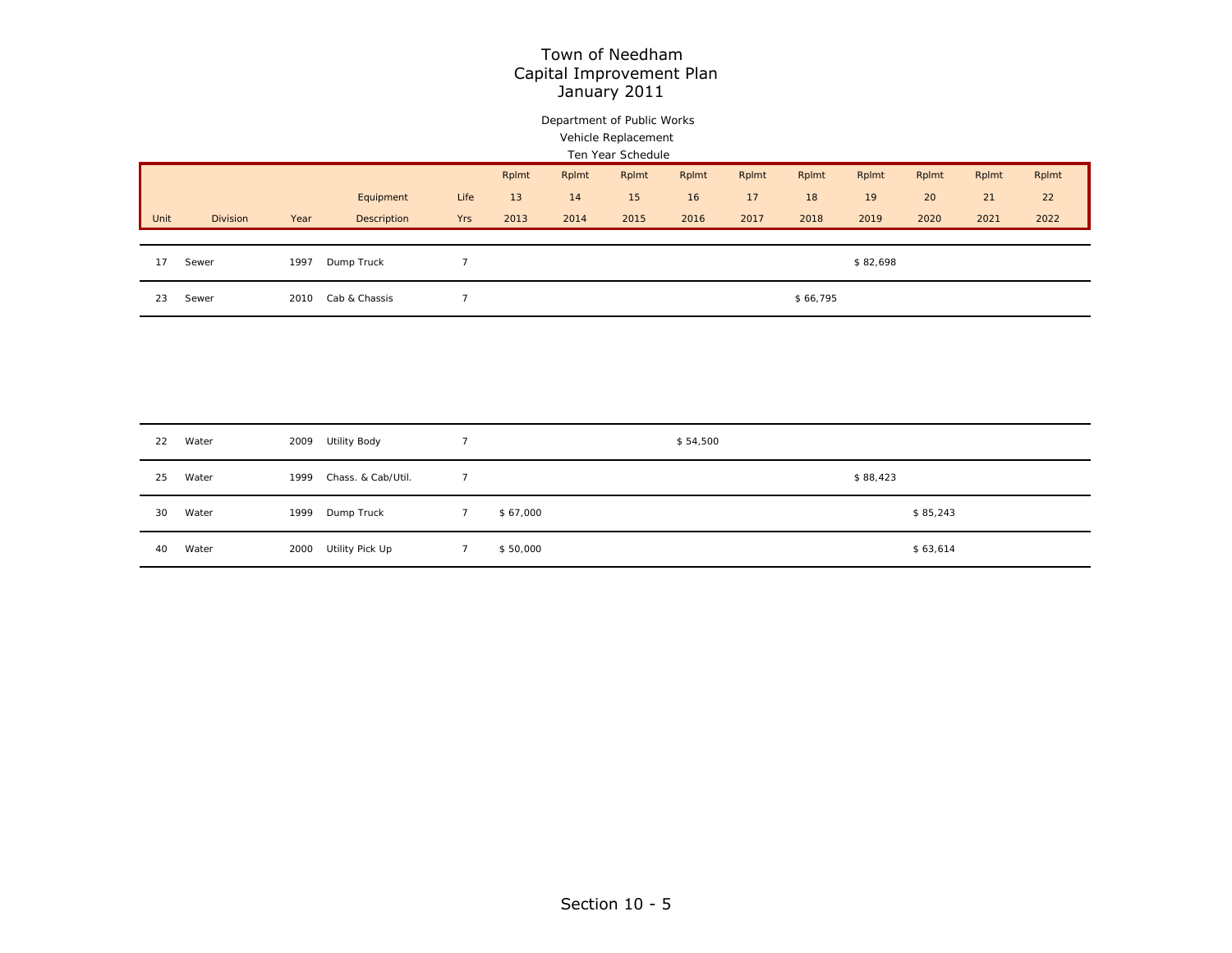# Town of Needham
## Capital Improvement Plan
## January 2011

Department of Public Works

Vehicle Replacement

Ten Year Schedule

| Unit | Division | Year | Equipment Description | Life Yrs | Rplmt 13 2013 | Rplmt 14 2014 | Rplmt 15 2015 | Rplmt 16 2016 | Rplmt 17 2017 | Rplmt 18 2018 | Rplmt 19 2019 | Rplmt 20 2020 | Rplmt 21 2021 | Rplmt 22 2022 |
|---|---|---|---|---|---|---|---|---|---|---|---|---|---|---|
| 17 | Sewer | 1997 | Dump Truck | 7 | | | | | | | $ 82,698 | | | |
| 23 | Sewer | 2010 | Cab & Chassis | 7 | | | | | | $ 66,795 | | | | |
| 22 | Water | 2009 | Utility Body | 7 | | | | $ 54,500 | | | | | | |
| 25 | Water | 1999 | Chass. & Cab/Util. | 7 | | | | | | | $ 88,423 | | | |
| 30 | Water | 1999 | Dump Truck | 7 | $ 67,000 | | | | | | | $ 85,243 | | |
| 40 | Water | 2000 | Utility Pick Up | 7 | $ 50,000 | | | | | | | $ 63,614 | | |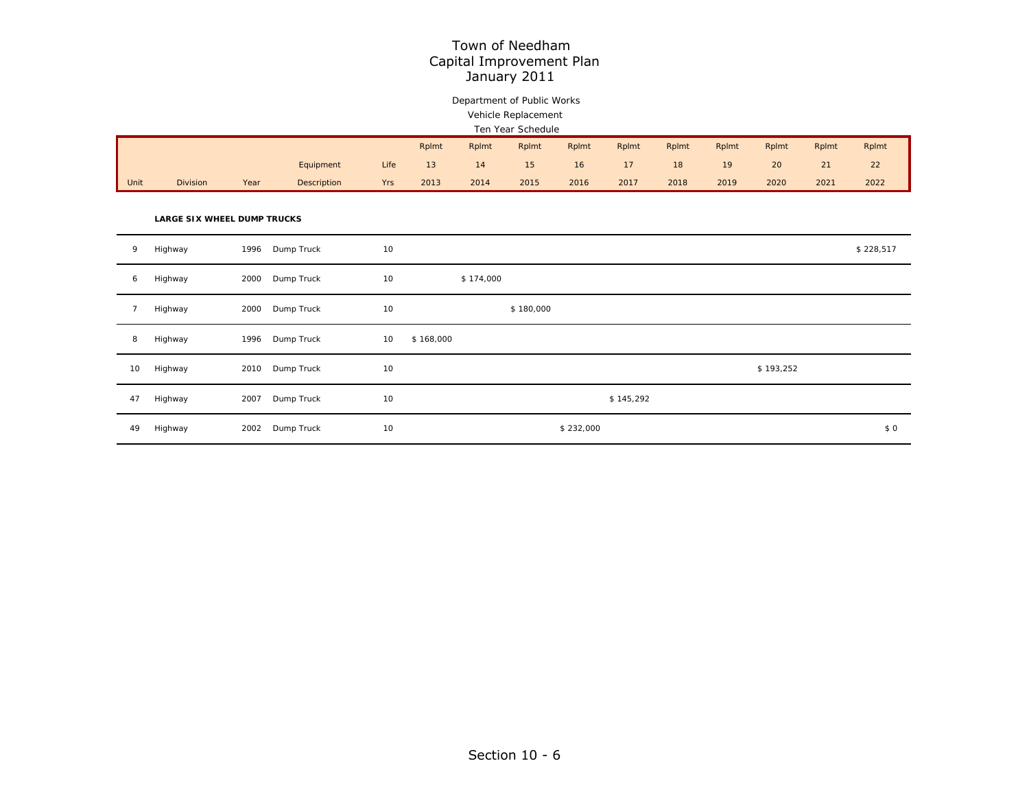# Town of Needham
# Capital Improvement Plan
# January 2011

Department of Public Works
Vehicle Replacement
Ten Year Schedule

| Unit | Division | Year | Equipment Description | Life Yrs | Rplmt 13 2013 | Rplmt 14 2014 | Rplmt 15 2015 | Rplmt 16 2016 | Rplmt 17 2017 | Rplmt 18 2018 | Rplmt 19 2019 | Rplmt 20 2020 | Rplmt 21 2021 | Rplmt 22 2022 |
|---|---|---|---|---|---|---|---|---|---|---|---|---|---|---|
| | **LARGE SIX WHEEL DUMP TRUCKS** | | | | | | | | | | | | | |
| 9 | Highway | 1996 | Dump Truck | 10 | | | | | | | | | | $ 228,517 |
| 6 | Highway | 2000 | Dump Truck | 10 | | $ 174,000 | | | | | | | | |
| 7 | Highway | 2000 | Dump Truck | 10 | | | $ 180,000 | | | | | | | |
| 8 | Highway | 1996 | Dump Truck | 10 | $ 168,000 | | | | | | | | | |
| 10 | Highway | 2010 | Dump Truck | 10 | | | | | | | | $ 193,252 | | |
| 47 | Highway | 2007 | Dump Truck | 10 | | | | | $ 145,292 | | | | | |
| 49 | Highway | 2002 | Dump Truck | 10 | | | | $ 232,000 | | | | | | $ 0 |

Section 10 - 6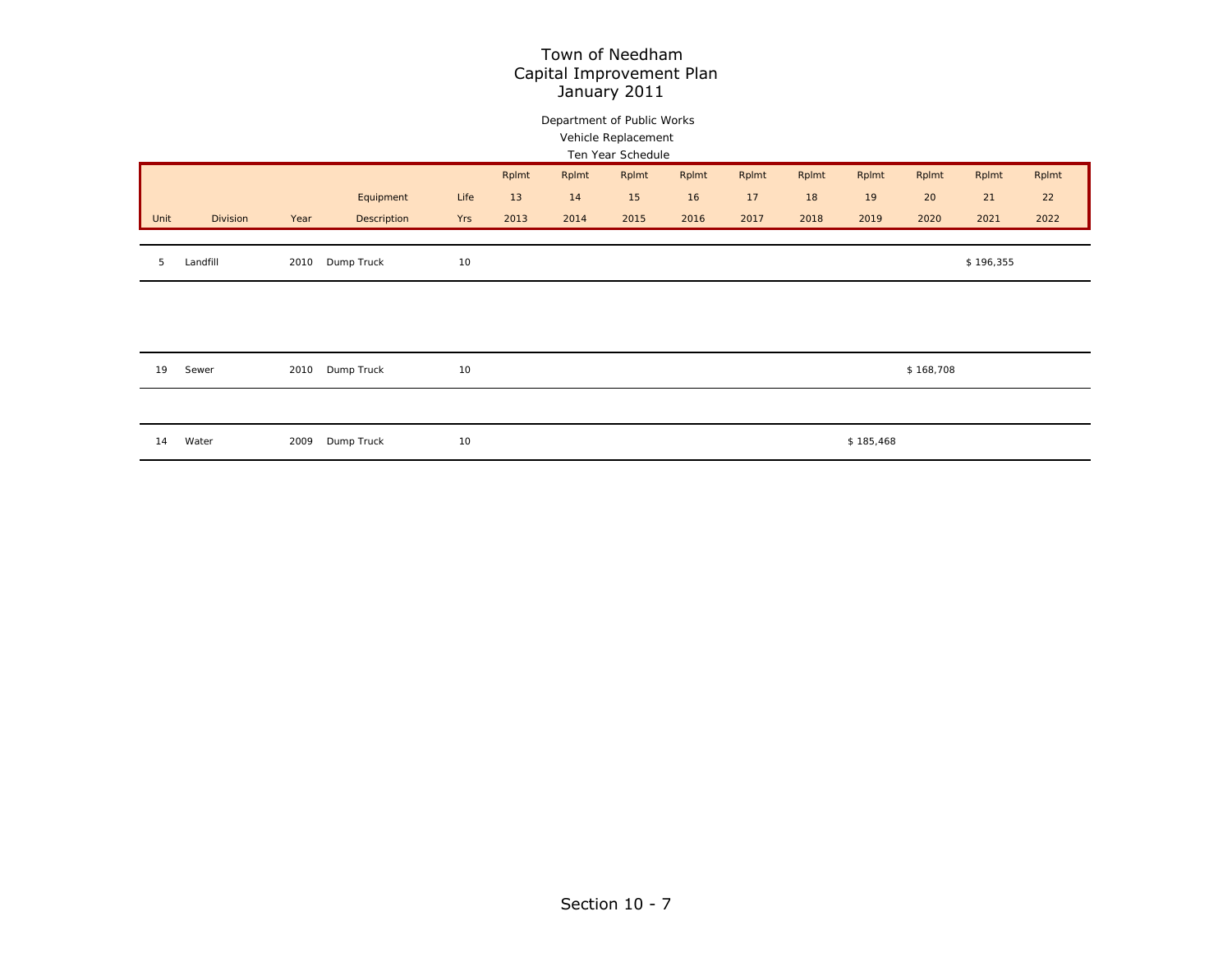# Town of Needham
# Capital Improvement Plan
# January 2011

Department of Public Works

Vehicle Replacement

Ten Year Schedule

| Unit | Division | Year | Equipment Description | Life Yrs | Rplmt 13 2013 | Rplmt 14 2014 | Rplmt 15 2015 | Rplmt 16 2016 | Rplmt 17 2017 | Rplmt 18 2018 | Rplmt 19 2019 | Rplmt 20 2020 | Rplmt 21 2021 | Rplmt 22 2022 |
|---|---|---|---|---|---|---|---|---|---|---|---|---|---|---|
| 5 | Landfill | 2010 | Dump Truck | 10 | | | | | | | | | $ 196,355 | |
| 19 | Sewer | 2010 | Dump Truck | 10 | | | | | | | | $ 168,708 | | |
| 14 | Water | 2009 | Dump Truck | 10 | | | | | | | $ 185,468 | | | |

Section 10 - 7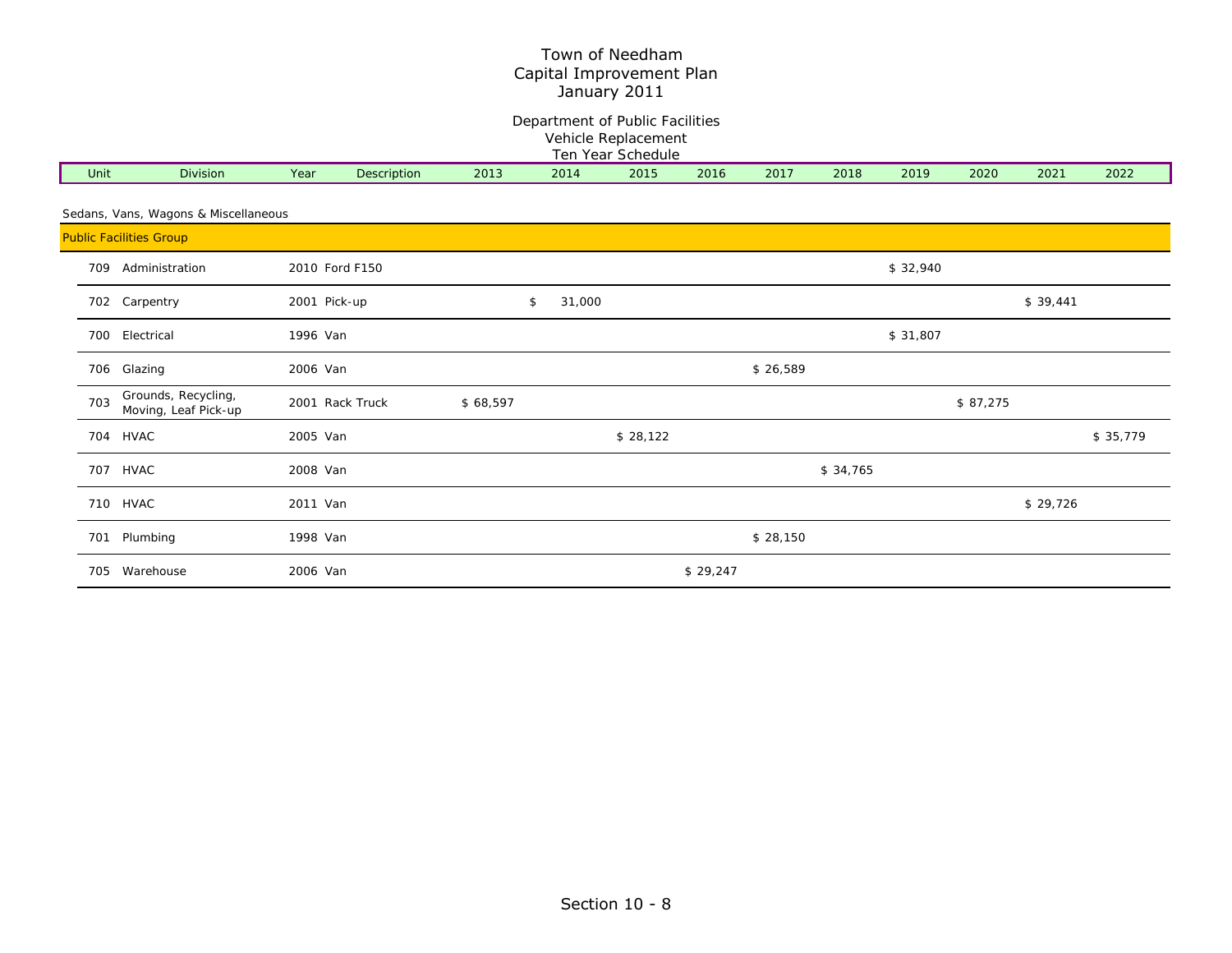# Town of Needham
## Capital Improvement Plan
## January 2011

### Department of Public Facilities
### Vehicle Replacement
### Ten Year Schedule

| Unit | Division | Year | Description | 2013 | 2014 | 2015 | 2016 | 2017 | 2018 | 2019 | 2020 | 2021 | 2022 |
|---|---|---|---|---|---|---|---|---|---|---|---|---|---|
| Sedans, Vans, Wagons & Miscellaneous | | | | | | | | | | | | | |
| Public Facilities Group | | | | | | | | | | | | | |
| 709 | Administration | 2010 | Ford F150 | | | | | | | $ 32,940 | | | |
| 702 | Carpentry | 2001 | Pick-up | | $ 31,000 | | | | | | | $ 39,441 | |
| 700 | Electrical | 1996 | Van | | | | | | | $ 31,807 | | | |
| 706 | Glazing | 2006 | Van | | | | | $ 26,589 | | | | | |
| 703 | Grounds, Recycling, Moving, Leaf Pick-up | 2001 | Rack Truck | $ 68,597 | | | | | | | $ 87,275 | | |
| 704 | HVAC | 2005 | Van | | | $ 28,122 | | | | | | | $ 35,779 |
| 707 | HVAC | 2008 | Van | | | | | | $ 34,765 | | | | |
| 710 | HVAC | 2011 | Van | | | | | | | | | $ 29,726 | |
| 701 | Plumbing | 1998 | Van | | | | | $ 28,150 | | | | | |
| 705 | Warehouse | 2006 | Van | | | | $ 29,247 | | | | | | |

Section 10 - 8